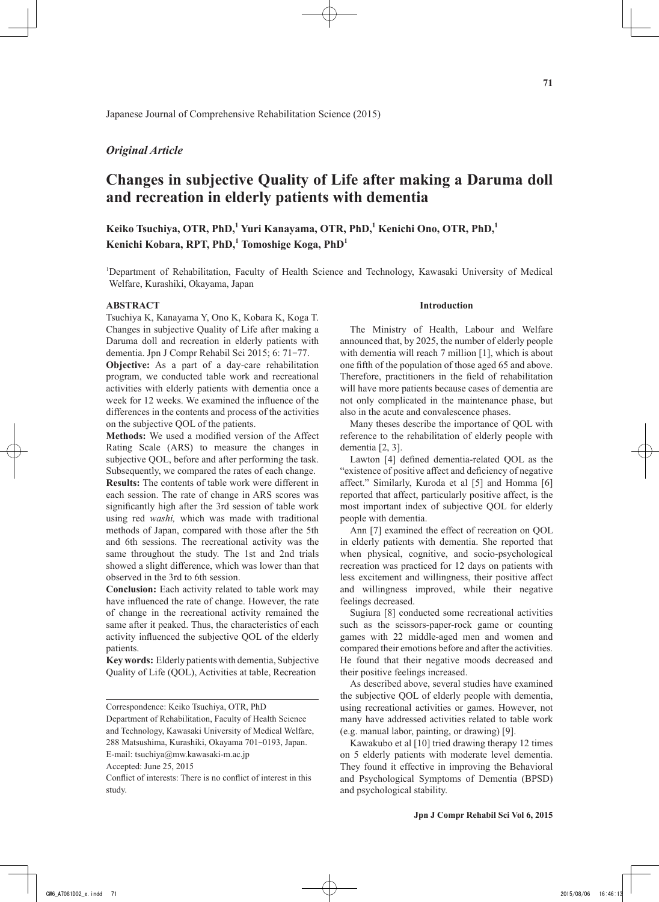Japanese Journal of Comprehensive Rehabilitation Science (2015)

*Original Article*

# Changes in subjective Quality of Life after making a Daruma doll and recreation in elderly patients with dementia

**Keiko Tsuchiya, OTR, PhD,[1] Yuri Kanayama, OTR, PhD,[1] Kenichi Ono, OTR, PhD,[1] Kenichi Kobara, RPT, PhD,[1] Tomoshige Koga, PhD[1]**

[1]Department of Rehabilitation, Faculty of Health Science and Technology, Kawasaki University of Medical Welfare, Kurashiki, Okayama, Japan

## ABSTRACT

Tsuchiya K, Kanayama Y, Ono K, Kobara K, Koga T. Changes in subjective Quality of Life after making a Daruma doll and recreation in elderly patients with dementia. Jpn J Compr Rehabil Sci 2015; 6: 71−77.

**Objective:** As a part of a day-care rehabilitation program, we conducted table work and recreational activities with elderly patients with dementia once a week for 12 weeks. We examined the influence of the differences in the contents and process of the activities on the subjective QOL of the patients.

**Methods:** We used a modified version of the Affect Rating Scale (ARS) to measure the changes in subjective QOL, before and after performing the task. Subsequently, we compared the rates of each change.

**Results:** The contents of table work were different in each session. The rate of change in ARS scores was significantly high after the 3rd session of table work using red *washi,* which was made with traditional methods of Japan, compared with those after the 5th and 6th sessions. The recreational activity was the same throughout the study. The 1st and 2nd trials showed a slight difference, which was lower than that observed in the 3rd to 6th session.

**Conclusion:** Each activity related to table work may have influenced the rate of change. However, the rate of change in the recreational activity remained the same after it peaked. Thus, the characteristics of each activity influenced the subjective QOL of the elderly patients.

**Key words:** Elderly patients with dementia, Subjective Quality of Life (QOL), Activities at table, Recreation

Correspondence: Keiko Tsuchiya, OTR, PhD
Department of Rehabilitation, Faculty of Health Science and Technology, Kawasaki University of Medical Welfare, 288 Matsushima, Kurashiki, Okayama 701−0193, Japan.
E-mail: tsuchiya@mw.kawasaki-m.ac.jp
Accepted: June 25, 2015
Conflict of interests: There is no conflict of interest in this study.

## Introduction

The Ministry of Health, Labour and Welfare announced that, by 2025, the number of elderly people with dementia will reach 7 million [1], which is about one fifth of the population of those aged 65 and above. Therefore, practitioners in the field of rehabilitation will have more patients because cases of dementia are not only complicated in the maintenance phase, but also in the acute and convalescence phases.

Many theses describe the importance of QOL with reference to the rehabilitation of elderly people with dementia [2, 3].

Lawton [4] defined dementia-related QOL as the "existence of positive affect and deficiency of negative affect." Similarly, Kuroda et al [5] and Homma [6] reported that affect, particularly positive affect, is the most important index of subjective QOL for elderly people with dementia.

Ann [7] examined the effect of recreation on QOL in elderly patients with dementia. She reported that when physical, cognitive, and socio-psychological recreation was practiced for 12 days on patients with less excitement and willingness, their positive affect and willingness improved, while their negative feelings decreased.

Sugiura [8] conducted some recreational activities such as the scissors-paper-rock game or counting games with 22 middle-aged men and women and compared their emotions before and after the activities. He found that their negative moods decreased and their positive feelings increased.

As described above, several studies have examined the subjective QOL of elderly people with dementia, using recreational activities or games. However, not many have addressed activities related to table work (e.g. manual labor, painting, or drawing) [9].

Kawakubo et al [10] tried drawing therapy 12 times on 5 elderly patients with moderate level dementia. They found it effective in improving the Behavioral and Psychological Symptoms of Dementia (BPSD) and psychological stability.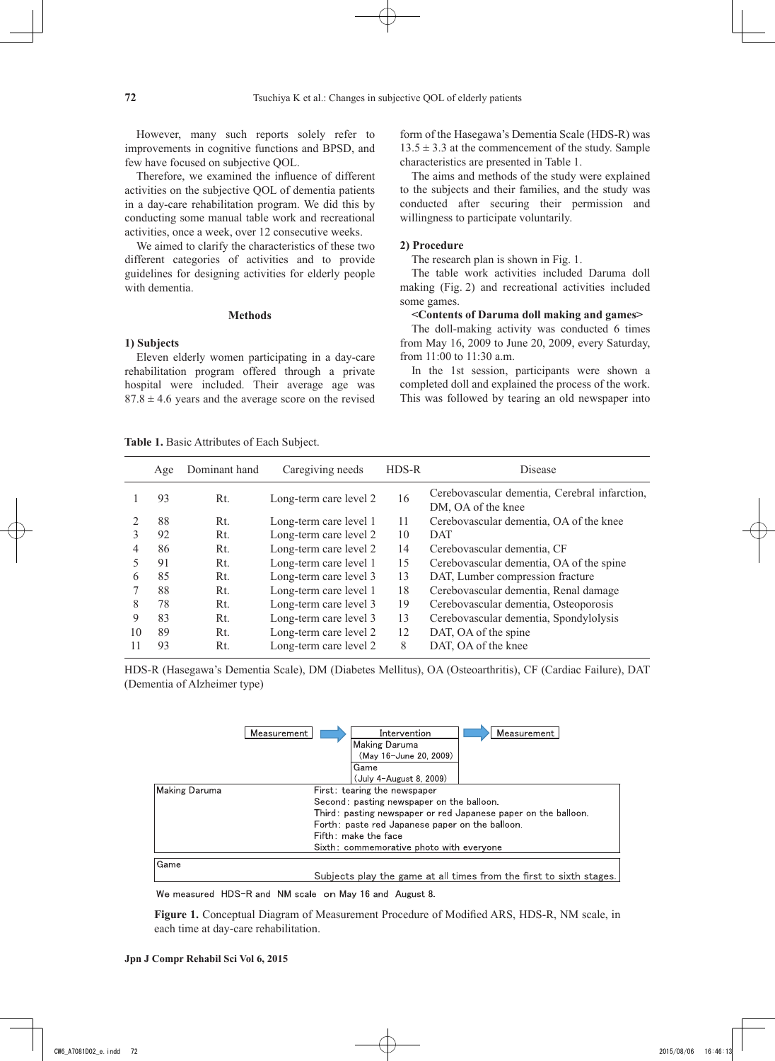However, many such reports solely refer to improvements in cognitive functions and BPSD, and few have focused on subjective QOL.

Therefore, we examined the influence of different activities on the subjective QOL of dementia patients in a day-care rehabilitation program. We did this by conducting some manual table work and recreational activities, once a week, over 12 consecutive weeks.

We aimed to clarify the characteristics of these two different categories of activities and to provide guidelines for designing activities for elderly people with dementia.

## Methods

### 1) Subjects

Eleven elderly women participating in a day-care rehabilitation program offered through a private hospital were included. Their average age was $87.8 \pm 4.6$ years and the average score on the revised form of the Hasegawa's Dementia Scale (HDS-R) was $13.5 \pm 3.3$ at the commencement of the study. Sample characteristics are presented in Table 1.

The aims and methods of the study were explained to the subjects and their families, and the study was conducted after securing their permission and willingness to participate voluntarily.

### 2) Procedure

The research plan is shown in Fig. 1.

The table work activities included Daruma doll making (Fig. 2) and recreational activities included some games.

**<Contents of Daruma doll making and games>**

The doll-making activity was conducted 6 times from May 16, 2009 to June 20, 2009, every Saturday, from 11:00 to 11:30 a.m.

In the 1st session, participants were shown a completed doll and explained the process of the work. This was followed by tearing an old newspaper into

**Table 1.** Basic Attributes of Each Subject.

| | Age | Dominant hand | Caregiving needs | HDS-R | Disease |
|---|---|---|---|---|---|
| 1 | 93 | Rt. | Long-term care level 2 | 16 | Cerebovascular dementia, Cerebral infarction, DM, OA of the knee |
| 2 | 88 | Rt. | Long-term care level 1 | 11 | Cerebovascular dementia, OA of the knee |
| 3 | 92 | Rt. | Long-term care level 2 | 10 | DAT |
| 4 | 86 | Rt. | Long-term care level 2 | 14 | Cerebovascular dementia, CF |
| 5 | 91 | Rt. | Long-term care level 1 | 15 | Cerebovascular dementia, OA of the spine |
| 6 | 85 | Rt. | Long-term care level 3 | 13 | DAT, Lumber compression fracture |
| 7 | 88 | Rt. | Long-term care level 1 | 18 | Cerebovascular dementia, Renal damage |
| 8 | 78 | Rt. | Long-term care level 3 | 19 | Cerebovascular dementia, Osteoporosis |
| 9 | 83 | Rt. | Long-term care level 3 | 13 | Cerebovascular dementia, Spondylolysis |
| 10 | 89 | Rt. | Long-term care level 2 | 12 | DAT, OA of the spine |
| 11 | 93 | Rt. | Long-term care level 2 | 8 | DAT, OA of the knee |

HDS-R (Hasegawa's Dementia Scale), DM (Diabetes Mellitus), OA (Osteoarthritis), CF (Cardiac Failure), DAT (Dementia of Alzheimer type)

Measurement → Intervention (Making Daruma (May 16–June 20, 2009); Game (July 4–August 8, 2009)) → Measurement

| | |
|---|---|
| Making Daruma | First: tearing the newspaper<br>Second: pasting newspaper on the balloon.<br>Third: pasting newspaper or red Japanese paper on the balloon.<br>Forth: paste red Japanese paper on the balloon.<br>Fifth: make the face<br>Sixth: commemorative photo with everyone |
| Game | Subjects play the game at all times from the first to sixth stages. |

We measured HDS-R and NM scale on May 16 and August 8.

**Figure 1.** Conceptual Diagram of Measurement Procedure of Modified ARS, HDS-R, NM scale, in each time at day-care rehabilitation.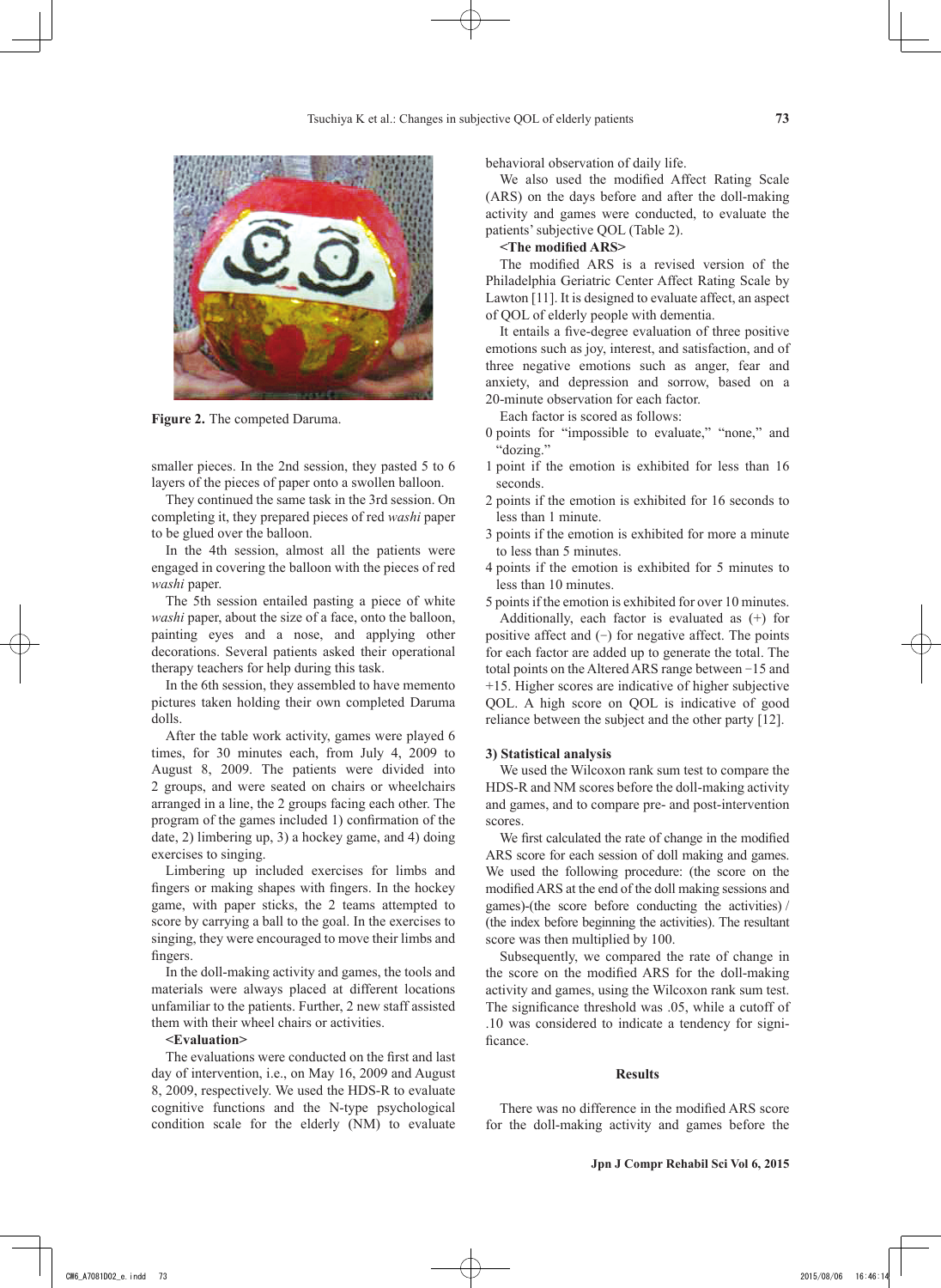Figure 2. The competed Daruma.

smaller pieces. In the 2nd session, they pasted 5 to 6 layers of the pieces of paper onto a swollen balloon.

They continued the same task in the 3rd session. On completing it, they prepared pieces of red *washi* paper to be glued over the balloon.

In the 4th session, almost all the patients were engaged in covering the balloon with the pieces of red *washi* paper.

The 5th session entailed pasting a piece of white *washi* paper, about the size of a face, onto the balloon, painting eyes and a nose, and applying other decorations. Several patients asked their operational therapy teachers for help during this task.

In the 6th session, they assembled to have memento pictures taken holding their own completed Daruma dolls.

After the table work activity, games were played 6 times, for 30 minutes each, from July 4, 2009 to August 8, 2009. The patients were divided into 2 groups, and were seated on chairs or wheelchairs arranged in a line, the 2 groups facing each other. The program of the games included 1) confirmation of the date, 2) limbering up, 3) a hockey game, and 4) doing exercises to singing.

Limbering up included exercises for limbs and fingers or making shapes with fingers. In the hockey game, with paper sticks, the 2 teams attempted to score by carrying a ball to the goal. In the exercises to singing, they were encouraged to move their limbs and fingers.

In the doll-making activity and games, the tools and materials were always placed at different locations unfamiliar to the patients. Further, 2 new staff assisted them with their wheel chairs or activities.

**<Evaluation>**

The evaluations were conducted on the first and last day of intervention, i.e., on May 16, 2009 and August 8, 2009, respectively. We used the HDS-R to evaluate cognitive functions and the N-type psychological condition scale for the elderly (NM) to evaluate behavioral observation of daily life.

We also used the modified Affect Rating Scale (ARS) on the days before and after the doll-making activity and games were conducted, to evaluate the patients' subjective QOL (Table 2).

**<The modified ARS>**

The modified ARS is a revised version of the Philadelphia Geriatric Center Affect Rating Scale by Lawton [11]. It is designed to evaluate affect, an aspect of QOL of elderly people with dementia.

It entails a five-degree evaluation of three positive emotions such as joy, interest, and satisfaction, and of three negative emotions such as anger, fear and anxiety, and depression and sorrow, based on a 20-minute observation for each factor.

Each factor is scored as follows:

0 points for "impossible to evaluate," "none," and "dozing."

1 point if the emotion is exhibited for less than 16 seconds.

2 points if the emotion is exhibited for 16 seconds to less than 1 minute.

3 points if the emotion is exhibited for more a minute to less than 5 minutes.

4 points if the emotion is exhibited for 5 minutes to less than 10 minutes.

5 points if the emotion is exhibited for over 10 minutes.

Additionally, each factor is evaluated as (+) for positive affect and (−) for negative affect. The points for each factor are added up to generate the total. The total points on the Altered ARS range between −15 and +15. Higher scores are indicative of higher subjective QOL. A high score on QOL is indicative of good reliance between the subject and the other party [12].

### 3) Statistical analysis

We used the Wilcoxon rank sum test to compare the HDS-R and NM scores before the doll-making activity and games, and to compare pre- and post-intervention scores.

We first calculated the rate of change in the modified ARS score for each session of doll making and games. We used the following procedure: (the score on the modified ARS at the end of the doll making sessions and games)-(the score before conducting the activities) / (the index before beginning the activities). The resultant score was then multiplied by 100.

Subsequently, we compared the rate of change in the score on the modified ARS for the doll-making activity and games, using the Wilcoxon rank sum test. The significance threshold was .05, while a cutoff of .10 was considered to indicate a tendency for significance.

## Results

There was no difference in the modified ARS score for the doll-making activity and games before the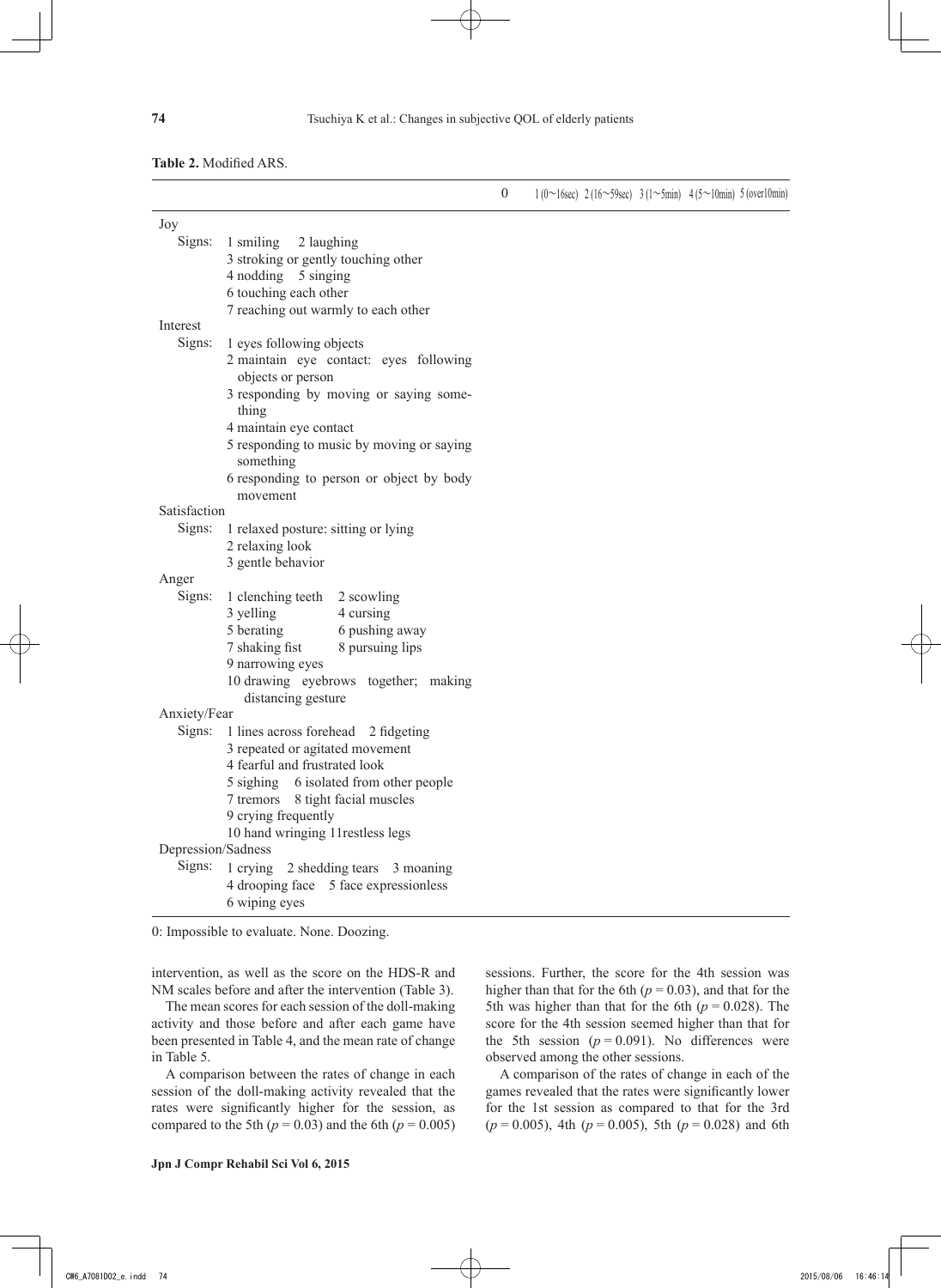**Table 2.** Modified ARS.

| | 0 | 1 (0～16sec) | 2 (16～59sec) | 3 (1～5min) | 4 (5～10min) | 5 (over10min) |
|---|---|---|---|---|---|---|
| Joy | | | | | | |
| Signs: 1 smiling 2 laughing<br>3 stroking or gently touching other<br>4 nodding 5 singing<br>6 touching each other<br>7 reaching out warmly to each other | | | | | | |
| Interest | | | | | | |
| Signs: 1 eyes following objects<br>2 maintain eye contact: eyes following objects or person<br>3 responding by moving or saying something<br>4 maintain eye contact<br>5 responding to music by moving or saying something<br>6 responding to person or object by body movement | | | | | | |
| Satisfaction | | | | | | |
| Signs: 1 relaxed posture: sitting or lying<br>2 relaxing look<br>3 gentle behavior | | | | | | |
| Anger | | | | | | |
| Signs: 1 clenching teeth 2 scowling<br>3 yelling 4 cursing<br>5 berating 6 pushing away<br>7 shaking fist 8 pursuing lips<br>9 narrowing eyes<br>10 drawing eyebrows together; making distancing gesture | | | | | | |
| Anxiety/Fear | | | | | | |
| Signs: 1 lines across forehead 2 fidgeting<br>3 repeated or agitated movement<br>4 fearful and frustrated look<br>5 sighing 6 isolated from other people<br>7 tremors 8 tight facial muscles<br>9 crying frequently<br>10 hand wringing 11restless legs | | | | | | |
| Depression/Sadness | | | | | | |
| Signs: 1 crying 2 shedding tears 3 moaning<br>4 drooping face 5 face expressionless<br>6 wiping eyes | | | | | | |

0: Impossible to evaluate. None. Doozing.

intervention, as well as the score on the HDS-R and NM scales before and after the intervention (Table 3).

The mean scores for each session of the doll-making activity and those before and after each game have been presented in Table 4, and the mean rate of change in Table 5.

A comparison between the rates of change in each session of the doll-making activity revealed that the rates were significantly higher for the session, as compared to the 5th ($p = 0.03$) and the 6th ($p = 0.005$) sessions. Further, the score for the 4th session was higher than that for the 6th ($p = 0.03$), and that for the 5th was higher than that for the 6th ($p = 0.028$). The score for the 4th session seemed higher than that for the 5th session ($p = 0.091$). No differences were observed among the other sessions.

A comparison of the rates of change in each of the games revealed that the rates were significantly lower for the 1st session as compared to that for the 3rd ($p = 0.005$), 4th ($p = 0.005$), 5th ($p = 0.028$) and 6th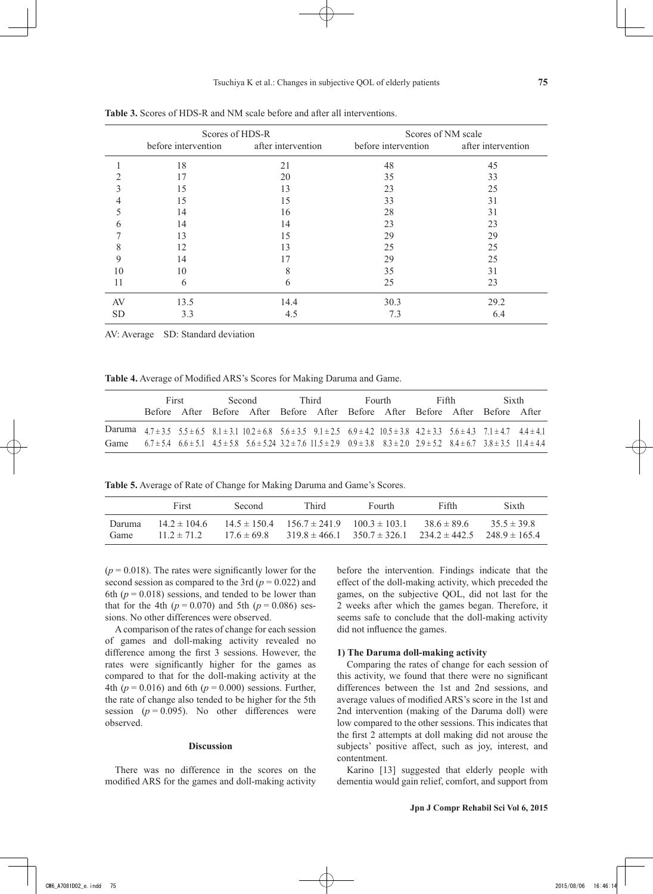**Table 3.** Scores of HDS-R and NM scale before and after all interventions.

| | Scores of HDS-R | | Scores of NM scale | |
|---|---|---|---|---|
| | before intervention | after intervention | before intervention | after intervention |
| 1 | 18 | 21 | 48 | 45 |
| 2 | 17 | 20 | 35 | 33 |
| 3 | 15 | 13 | 23 | 25 |
| 4 | 15 | 15 | 33 | 31 |
| 5 | 14 | 16 | 28 | 31 |
| 6 | 14 | 14 | 23 | 23 |
| 7 | 13 | 15 | 29 | 29 |
| 8 | 12 | 13 | 25 | 25 |
| 9 | 14 | 17 | 29 | 25 |
| 10 | 10 | 8 | 35 | 31 |
| 11 | 6 | 6 | 25 | 23 |
| AV | 13.5 | 14.4 | 30.3 | 29.2 |
| SD | 3.3 | 4.5 | 7.3 | 6.4 |

AV: Average SD: Standard deviation

**Table 4.** Average of Modified ARS's Scores for Making Daruma and Game.

| | First | | Second | | Third | | Fourth | | Fifth | | Sixth | |
|---|---|---|---|---|---|---|---|---|---|---|---|---|
| | Before | After | Before | After | Before | After | Before | After | Before | After | Before | After |
| Daruma | 4.7 ± 3.5 | 5.5 ± 6.5 | 8.1 ± 3.1 | 10.2 ± 6.8 | 5.6 ± 3.5 | 9.1 ± 2.5 | 6.9 ± 4.2 | 10.5 ± 3.8 | 4.2 ± 3.3 | 5.6 ± 4.3 | 7.1 ± 4.7 | 4.4 ± 4.1 |
| Game | 6.7 ± 5.4 | 6.6 ± 5.1 | 4.5 ± 5.8 | 5.6 ± 5.24 | 3.2 ± 7.6 | 11.5 ± 2.9 | 0.9 ± 3.8 | 8.3 ± 2.0 | 2.9 ± 5.2 | 8.4 ± 6.7 | 3.8 ± 3.5 | 11.4 ± 4.4 |

**Table 5.** Average of Rate of Change for Making Daruma and Game's Scores.

| | First | Second | Third | Fourth | Fifth | Sixth |
|---|---|---|---|---|---|---|
| Daruma | 14.2 ± 104.6 | 14.5 ± 150.4 | 156.7 ± 241.9 | 100.3 ± 103.1 | 38.6 ± 89.6 | 35.5 ± 39.8 |
| Game | 11.2 ± 71.2 | 17.6 ± 69.8 | 319.8 ± 466.1 | 350.7 ± 326.1 | 234.2 ± 442.5 | 248.9 ± 165.4 |

($p = 0.018$). The rates were significantly lower for the second session as compared to the 3rd ($p = 0.022$) and 6th ($p = 0.018$) sessions, and tended to be lower than that for the 4th ($p = 0.070$) and 5th ($p = 0.086$) sessions. No other differences were observed.

A comparison of the rates of change for each session of games and doll-making activity revealed no difference among the first 3 sessions. However, the rates were significantly higher for the games as compared to that for the doll-making activity at the 4th ($p = 0.016$) and 6th ($p = 0.000$) sessions. Further, the rate of change also tended to be higher for the 5th session ($p = 0.095$). No other differences were observed.

## Discussion

There was no difference in the scores on the modified ARS for the games and doll-making activity before the intervention. Findings indicate that the effect of the doll-making activity, which preceded the games, on the subjective QOL, did not last for the 2 weeks after which the games began. Therefore, it seems safe to conclude that the doll-making activity did not influence the games.

### 1) The Daruma doll-making activity

Comparing the rates of change for each session of this activity, we found that there were no significant differences between the 1st and 2nd sessions, and average values of modified ARS's score in the 1st and 2nd intervention (making of the Daruma doll) were low compared to the other sessions. This indicates that the first 2 attempts at doll making did not arouse the subjects' positive affect, such as joy, interest, and contentment.

Karino [13] suggested that elderly people with dementia would gain relief, comfort, and support from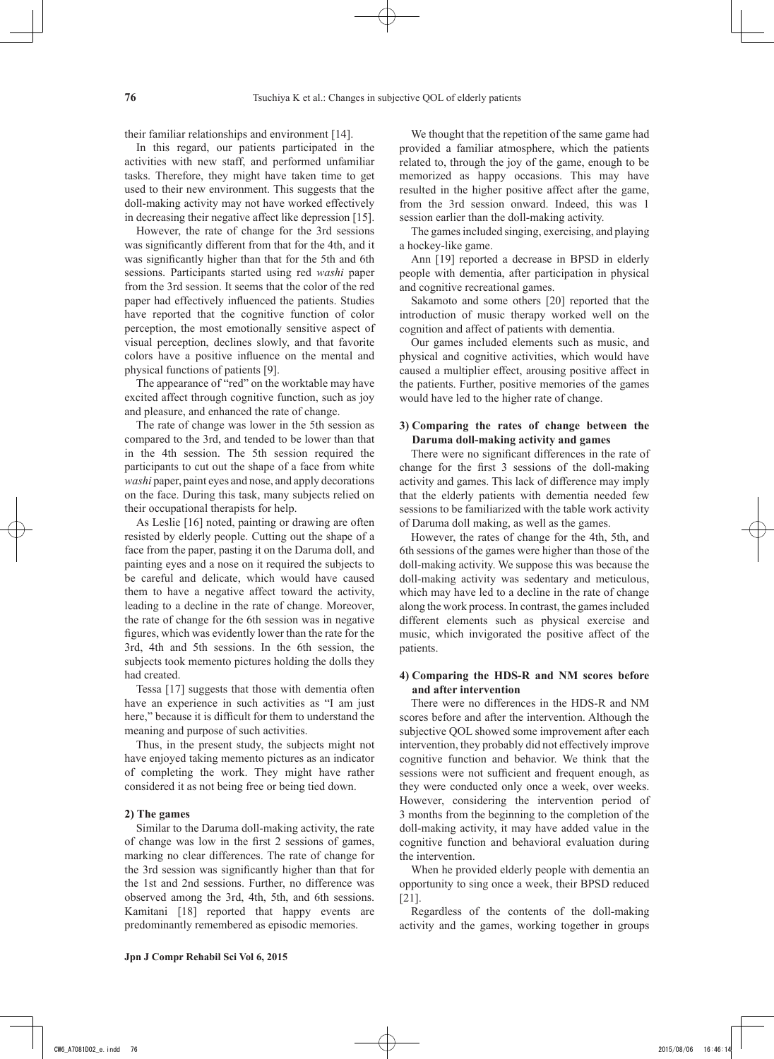their familiar relationships and environment [14].

In this regard, our patients participated in the activities with new staff, and performed unfamiliar tasks. Therefore, they might have taken time to get used to their new environment. This suggests that the doll-making activity may not have worked effectively in decreasing their negative affect like depression [15].

However, the rate of change for the 3rd sessions was significantly different from that for the 4th, and it was significantly higher than that for the 5th and 6th sessions. Participants started using red *washi* paper from the 3rd session. It seems that the color of the red paper had effectively influenced the patients. Studies have reported that the cognitive function of color perception, the most emotionally sensitive aspect of visual perception, declines slowly, and that favorite colors have a positive influence on the mental and physical functions of patients [9].

The appearance of "red" on the worktable may have excited affect through cognitive function, such as joy and pleasure, and enhanced the rate of change.

The rate of change was lower in the 5th session as compared to the 3rd, and tended to be lower than that in the 4th session. The 5th session required the participants to cut out the shape of a face from white *washi* paper, paint eyes and nose, and apply decorations on the face. During this task, many subjects relied on their occupational therapists for help.

As Leslie [16] noted, painting or drawing are often resisted by elderly people. Cutting out the shape of a face from the paper, pasting it on the Daruma doll, and painting eyes and a nose on it required the subjects to be careful and delicate, which would have caused them to have a negative affect toward the activity, leading to a decline in the rate of change. Moreover, the rate of change for the 6th session was in negative figures, which was evidently lower than the rate for the 3rd, 4th and 5th sessions. In the 6th session, the subjects took memento pictures holding the dolls they had created.

Tessa [17] suggests that those with dementia often have an experience in such activities as "I am just here," because it is difficult for them to understand the meaning and purpose of such activities.

Thus, in the present study, the subjects might not have enjoyed taking memento pictures as an indicator of completing the work. They might have rather considered it as not being free or being tied down.

#### 2) The games

Similar to the Daruma doll-making activity, the rate of change was low in the first 2 sessions of games, marking no clear differences. The rate of change for the 3rd session was significantly higher than that for the 1st and 2nd sessions. Further, no difference was observed among the 3rd, 4th, 5th, and 6th sessions. Kamitani [18] reported that happy events are predominantly remembered as episodic memories.

We thought that the repetition of the same game had provided a familiar atmosphere, which the patients related to, through the joy of the game, enough to be memorized as happy occasions. This may have resulted in the higher positive affect after the game, from the 3rd session onward. Indeed, this was 1 session earlier than the doll-making activity.

The games included singing, exercising, and playing a hockey-like game.

Ann [19] reported a decrease in BPSD in elderly people with dementia, after participation in physical and cognitive recreational games.

Sakamoto and some others [20] reported that the introduction of music therapy worked well on the cognition and affect of patients with dementia.

Our games included elements such as music, and physical and cognitive activities, which would have caused a multiplier effect, arousing positive affect in the patients. Further, positive memories of the games would have led to the higher rate of change.

#### 3) Comparing the rates of change between the Daruma doll-making activity and games

There were no significant differences in the rate of change for the first 3 sessions of the doll-making activity and games. This lack of difference may imply that the elderly patients with dementia needed few sessions to be familiarized with the table work activity of Daruma doll making, as well as the games.

However, the rates of change for the 4th, 5th, and 6th sessions of the games were higher than those of the doll-making activity. We suppose this was because the doll-making activity was sedentary and meticulous, which may have led to a decline in the rate of change along the work process. In contrast, the games included different elements such as physical exercise and music, which invigorated the positive affect of the patients.

#### 4) Comparing the HDS-R and NM scores before and after intervention

There were no differences in the HDS-R and NM scores before and after the intervention. Although the subjective QOL showed some improvement after each intervention, they probably did not effectively improve cognitive function and behavior. We think that the sessions were not sufficient and frequent enough, as they were conducted only once a week, over weeks. However, considering the intervention period of 3 months from the beginning to the completion of the doll-making activity, it may have added value in the cognitive function and behavioral evaluation during the intervention.

When he provided elderly people with dementia an opportunity to sing once a week, their BPSD reduced [21].

Regardless of the contents of the doll-making activity and the games, working together in groups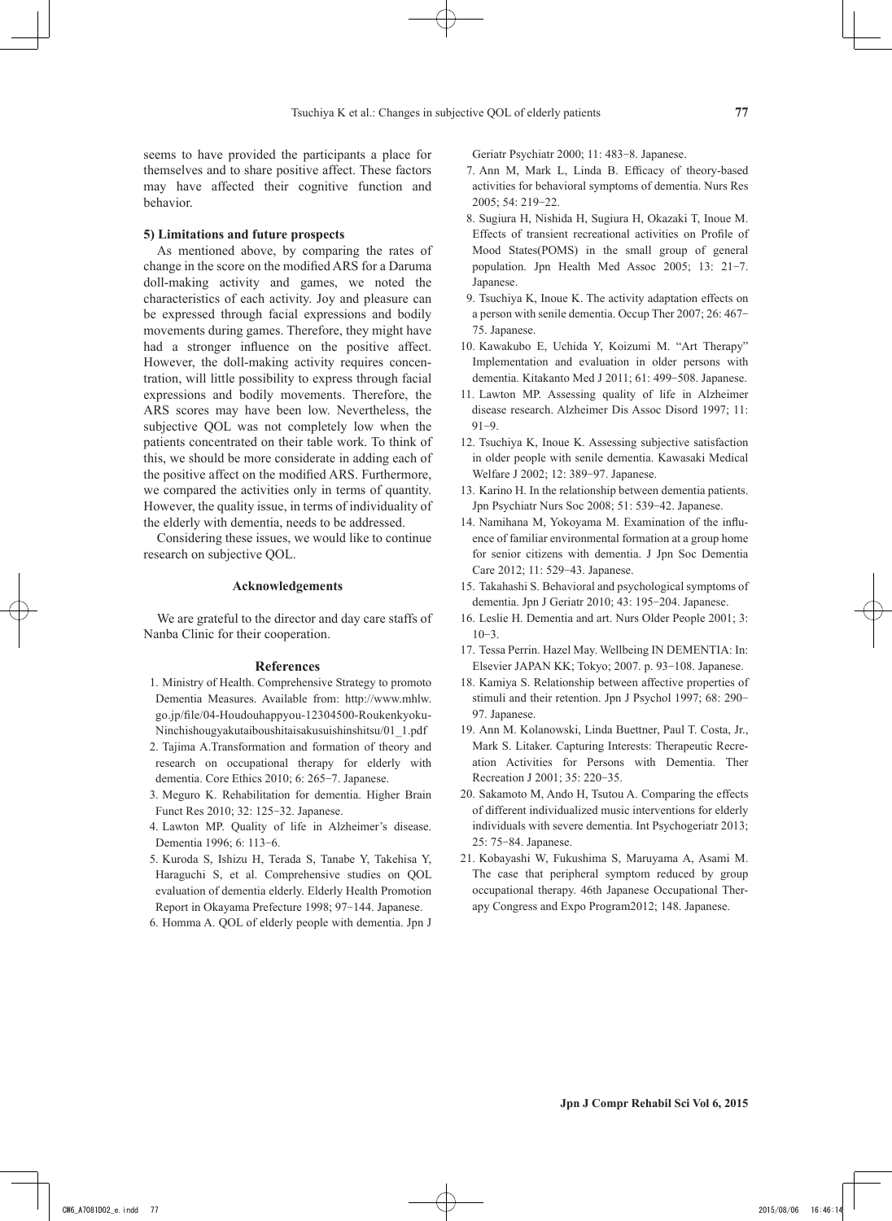seems to have provided the participants a place for themselves and to share positive affect. These factors may have affected their cognitive function and behavior.

### 5) Limitations and future prospects

As mentioned above, by comparing the rates of change in the score on the modified ARS for a Daruma doll-making activity and games, we noted the characteristics of each activity. Joy and pleasure can be expressed through facial expressions and bodily movements during games. Therefore, they might have had a stronger influence on the positive affect. However, the doll-making activity requires concentration, will little possibility to express through facial expressions and bodily movements. Therefore, the ARS scores may have been low. Nevertheless, the subjective QOL was not completely low when the patients concentrated on their table work. To think of this, we should be more considerate in adding each of the positive affect on the modified ARS. Furthermore, we compared the activities only in terms of quantity. However, the quality issue, in terms of individuality of the elderly with dementia, needs to be addressed.

Considering these issues, we would like to continue research on subjective QOL.

## Acknowledgements

We are grateful to the director and day care staffs of Nanba Clinic for their cooperation.

## References

1. Ministry of Health. Comprehensive Strategy to promoto Dementia Measures. Available from: http://www.mhlw.go.jp/file/04-Houdouhappyou-12304500-Roukenkyoku-Ninchishougyakutaiboushitaisakusuishinshitsu/01_1.pdf
2. Tajima A.Transformation and formation of theory and research on occupational therapy for elderly with dementia. Core Ethics 2010; 6: 265−7. Japanese.
3. Meguro K. Rehabilitation for dementia. Higher Brain Funct Res 2010; 32: 125−32. Japanese.
4. Lawton MP. Quality of life in Alzheimer's disease. Dementia 1996; 6: 113−6.
5. Kuroda S, Ishizu H, Terada S, Tanabe Y, Takehisa Y, Haraguchi S, et al. Comprehensive studies on QOL evaluation of dementia elderly. Elderly Health Promotion Report in Okayama Prefecture 1998; 97−144. Japanese.
6. Homma A. QOL of elderly people with dementia. Jpn J Geriatr Psychiatr 2000; 11: 483−8. Japanese.
7. Ann M, Mark L, Linda B. Efficacy of theory-based activities for behavioral symptoms of dementia. Nurs Res 2005; 54: 219−22.
8. Sugiura H, Nishida H, Sugiura H, Okazaki T, Inoue M. Effects of transient recreational activities on Profile of Mood States(POMS) in the small group of general population. Jpn Health Med Assoc 2005; 13: 21−7. Japanese.
9. Tsuchiya K, Inoue K. The activity adaptation effects on a person with senile dementia. Occup Ther 2007; 26: 467−75. Japanese.
10. Kawakubo E, Uchida Y, Koizumi M. "Art Therapy" Implementation and evaluation in older persons with dementia. Kitakanto Med J 2011; 61: 499−508. Japanese.
11. Lawton MP. Assessing quality of life in Alzheimer disease research. Alzheimer Dis Assoc Disord 1997; 11: 91−9.
12. Tsuchiya K, Inoue K. Assessing subjective satisfaction in older people with senile dementia. Kawasaki Medical Welfare J 2002; 12: 389−97. Japanese.
13. Karino H. In the relationship between dementia patients. Jpn Psychiatr Nurs Soc 2008; 51: 539−42. Japanese.
14. Namihana M, Yokoyama M. Examination of the influence of familiar environmental formation at a group home for senior citizens with dementia. J Jpn Soc Dementia Care 2012; 11: 529−43. Japanese.
15. Takahashi S. Behavioral and psychological symptoms of dementia. Jpn J Geriatr 2010; 43: 195−204. Japanese.
16. Leslie H. Dementia and art. Nurs Older People 2001; 3: 10−3.
17. Tessa Perrin. Hazel May. Wellbeing IN DEMENTIA: In: Elsevier JAPAN KK; Tokyo; 2007. p. 93−108. Japanese.
18. Kamiya S. Relationship between affective properties of stimuli and their retention. Jpn J Psychol 1997; 68: 290−97. Japanese.
19. Ann M. Kolanowski, Linda Buettner, Paul T. Costa, Jr., Mark S. Litaker. Capturing Interests: Therapeutic Recreation Activities for Persons with Dementia. Ther Recreation J 2001; 35: 220−35.
20. Sakamoto M, Ando H, Tsutou A. Comparing the effects of different individualized music interventions for elderly individuals with severe dementia. Int Psychogeriatr 2013; 25: 75−84. Japanese.
21. Kobayashi W, Fukushima S, Maruyama A, Asami M. The case that peripheral symptom reduced by group occupational therapy. 46th Japanese Occupational Therapy Congress and Expo Program2012; 148. Japanese.